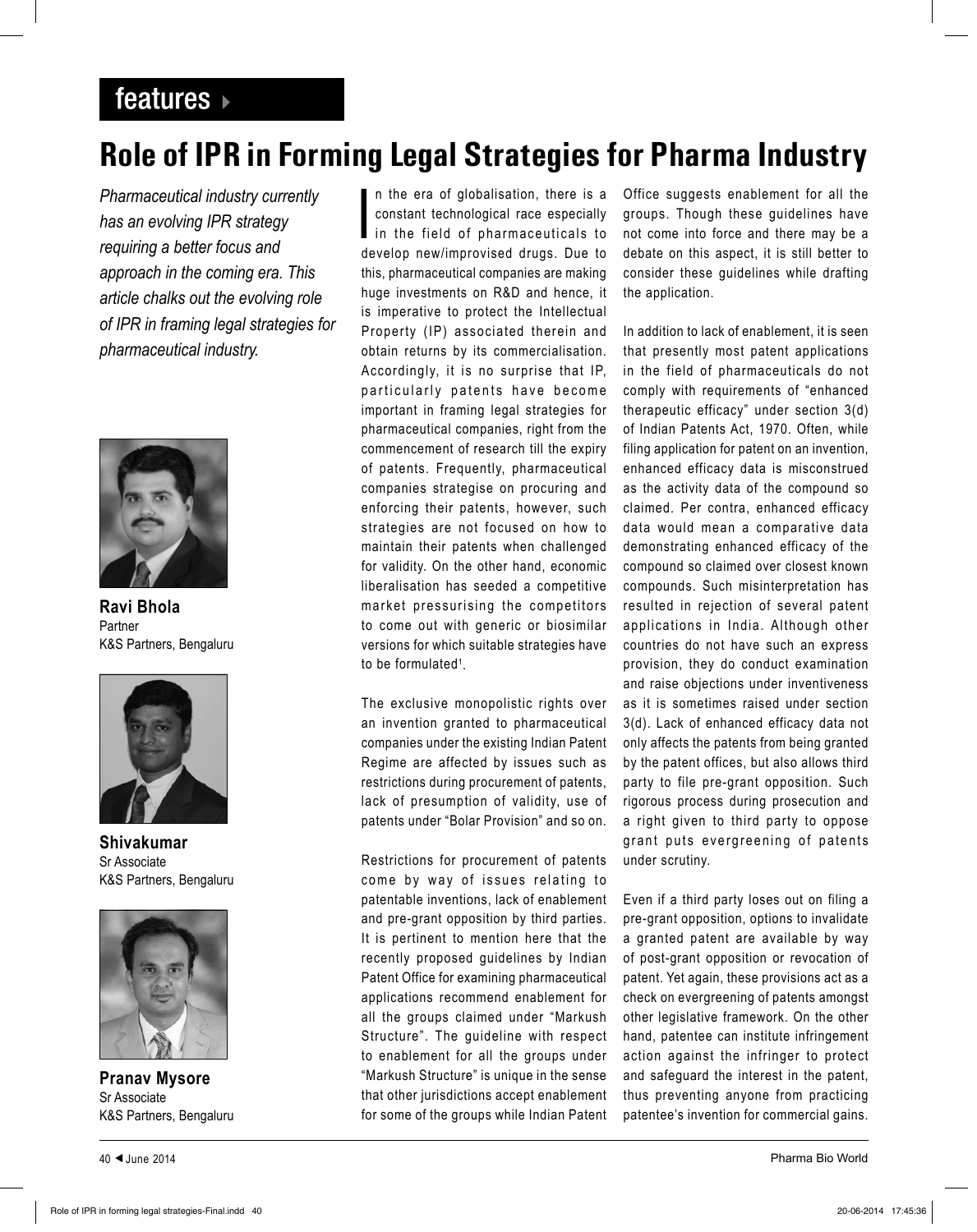features

# Role of IPR in Forming Legal Strategies for Pharma Industry

*Pharmaceutical industry currently has an evolving IPR strategy requiring a better focus and approach in the coming era. This article chalks out the evolving role of IPR in framing legal strategies for pharmaceutical industry.*

**Ravi Bhola**
Partner
K&S Partners, Bengaluru

**Shivakumar**
Sr Associate
K&S Partners, Bengaluru

**Pranav Mysore**
Sr Associate
K&S Partners, Bengaluru

In the era of globalisation, there is a constant technological race especially in the field of pharmaceuticals to develop new/improvised drugs. Due to this, pharmaceutical companies are making huge investments on R&D and hence, it is imperative to protect the Intellectual Property (IP) associated therein and obtain returns by its commercialisation. Accordingly, it is no surprise that IP, particularly patents have become important in framing legal strategies for pharmaceutical companies, right from the commencement of research till the expiry of patents. Frequently, pharmaceutical companies strategise on procuring and enforcing their patents, however, such strategies are not focused on how to maintain their patents when challenged for validity. On the other hand, economic liberalisation has seeded a competitive market pressurising the competitors to come out with generic or biosimilar versions for which suitable strategies have to be formulated[1].

The exclusive monopolistic rights over an invention granted to pharmaceutical companies under the existing Indian Patent Regime are affected by issues such as restrictions during procurement of patents, lack of presumption of validity, use of patents under "Bolar Provision" and so on.

Restrictions for procurement of patents come by way of issues relating to patentable inventions, lack of enablement and pre-grant opposition by third parties. It is pertinent to mention here that the recently proposed guidelines by Indian Patent Office for examining pharmaceutical applications recommend enablement for all the groups claimed under "Markush Structure". The guideline with respect to enablement for all the groups under "Markush Structure" is unique in the sense that other jurisdictions accept enablement for some of the groups while Indian Patent Office suggests enablement for all the groups. Though these guidelines have not come into force and there may be a debate on this aspect, it is still better to consider these guidelines while drafting the application.

In addition to lack of enablement, it is seen that presently most patent applications in the field of pharmaceuticals do not comply with requirements of "enhanced therapeutic efficacy" under section 3(d) of Indian Patents Act, 1970. Often, while filing application for patent on an invention, enhanced efficacy data is misconstrued as the activity data of the compound so claimed. Per contra, enhanced efficacy data would mean a comparative data demonstrating enhanced efficacy of the compound so claimed over closest known compounds. Such misinterpretation has resulted in rejection of several patent applications in India. Although other countries do not have such an express provision, they do conduct examination and raise objections under inventiveness as it is sometimes raised under section 3(d). Lack of enhanced efficacy data not only affects the patents from being granted by the patent offices, but also allows third party to file pre-grant opposition. Such rigorous process during prosecution and a right given to third party to oppose grant puts evergreening of patents under scrutiny.

Even if a third party loses out on filing a pre-grant opposition, options to invalidate a granted patent are available by way of post-grant opposition or revocation of patent. Yet again, these provisions act as a check on evergreening of patents amongst other legislative framework. On the other hand, patentee can institute infringement action against the infringer to protect and safeguard the interest in the patent, thus preventing anyone from practicing patentee's invention for commercial gains.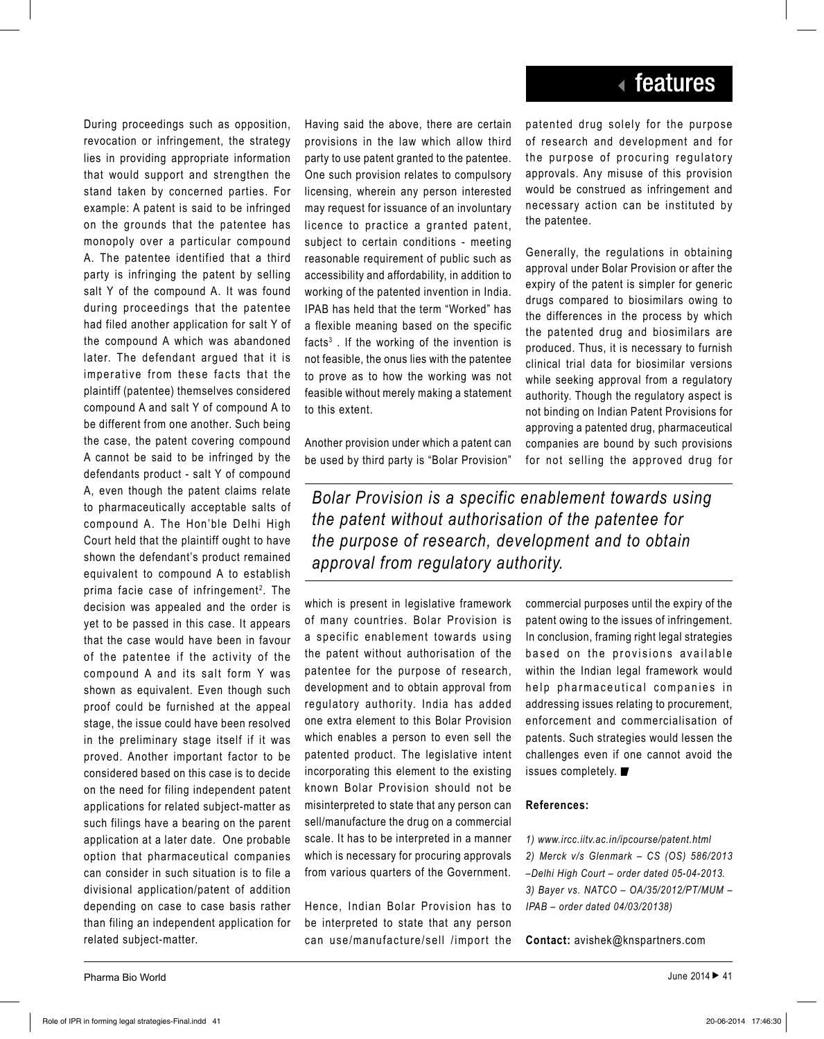During proceedings such as opposition, revocation or infringement, the strategy lies in providing appropriate information that would support and strengthen the stand taken by concerned parties. For example: A patent is said to be infringed on the grounds that the patentee has monopoly over a particular compound A. The patentee identified that a third party is infringing the patent by selling salt Y of the compound A. It was found during proceedings that the patentee had filed another application for salt Y of the compound A which was abandoned later. The defendant argued that it is imperative from these facts that the plaintiff (patentee) themselves considered compound A and salt Y of compound A to be different from one another. Such being the case, the patent covering compound A cannot be said to be infringed by the defendants product - salt Y of compound A, even though the patent claims relate to pharmaceutically acceptable salts of compound A. The Hon'ble Delhi High Court held that the plaintiff ought to have shown the defendant's product remained equivalent to compound A to establish prima facie case of infringement[2]. The decision was appealed and the order is yet to be passed in this case. It appears that the case would have been in favour of the patentee if the activity of the compound A and its salt form Y was shown as equivalent. Even though such proof could be furnished at the appeal stage, the issue could have been resolved in the preliminary stage itself if it was proved. Another important factor to be considered based on this case is to decide on the need for filing independent patent applications for related subject-matter as such filings have a bearing on the parent application at a later date. One probable option that pharmaceutical companies can consider in such situation is to file a divisional application/patent of addition depending on case to case basis rather than filing an independent application for related subject-matter.

Having said the above, there are certain provisions in the law which allow third party to use patent granted to the patentee. One such provision relates to compulsory licensing, wherein any person interested may request for issuance of an involuntary licence to practice a granted patent, subject to certain conditions - meeting reasonable requirement of public such as accessibility and affordability, in addition to working of the patented invention in India. IPAB has held that the term "Worked" has a flexible meaning based on the specific facts[3] . If the working of the invention is not feasible, the onus lies with the patentee to prove as to how the working was not feasible without merely making a statement to this extent.

Another provision under which a patent can be used by third party is "Bolar Provision" which is present in legislative framework of many countries. Bolar Provision is a specific enablement towards using the patent without authorisation of the patentee for the purpose of research, development and to obtain approval from regulatory authority. India has added one extra element to this Bolar Provision which enables a person to even sell the patented product. The legislative intent incorporating this element to the existing known Bolar Provision should not be misinterpreted to state that any person can sell/manufacture the drug on a commercial scale. It has to be interpreted in a manner which is necessary for procuring approvals from various quarters of the Government.

*Bolar Provision is a specific enablement towards using the patent without authorisation of the patentee for the purpose of research, development and to obtain approval from regulatory authority.*

Hence, Indian Bolar Provision has to be interpreted to state that any person can use/manufacture/sell /import the patented drug solely for the purpose of research and development and for the purpose of procuring regulatory approvals. Any misuse of this provision would be construed as infringement and necessary action can be instituted by the patentee.

Generally, the regulations in obtaining approval under Bolar Provision or after the expiry of the patent is simpler for generic drugs compared to biosimilars owing to the differences in the process by which the patented drug and biosimilars are produced. Thus, it is necessary to furnish clinical trial data for biosimilar versions while seeking approval from a regulatory authority. Though the regulatory aspect is not binding on Indian Patent Provisions for approving a patented drug, pharmaceutical companies are bound by such provisions for not selling the approved drug for commercial purposes until the expiry of the patent owing to the issues of infringement. In conclusion, framing right legal strategies based on the provisions available within the Indian legal framework would help pharmaceutical companies in addressing issues relating to procurement, enforcement and commercialisation of patents. Such strategies would lessen the challenges even if one cannot avoid the issues completely.

**References:**

*1) www.ircc.iitv.ac.in/ipcourse/patent.html*
*2) Merck v/s Glenmark – CS (OS) 586/2013 –Delhi High Court – order dated 05-04-2013.*
*3) Bayer vs. NATCO – OA/35/2012/PT/MUM – IPAB – order dated 04/03/20138)*

**Contact:** avishek@knspartners.com